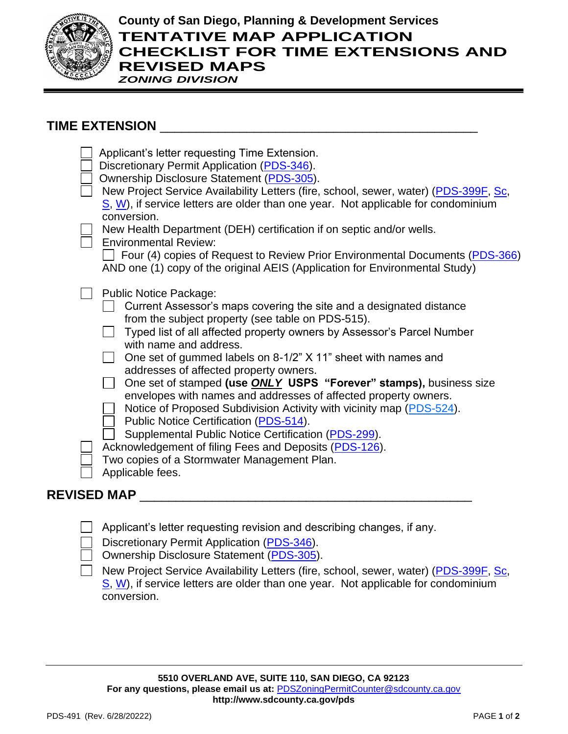**County of San Diego, Planning & Development Services**

# TENTATIVE MAP APPLICATION CHECKLIST FOR TIME EXTENSIONS AND REVISED MAPS

*ZONING DIVISION*

## TIME EXTENSION

- [ ] Applicant's letter requesting Time Extension.
- [ ] Discretionary Permit Application (PDS-346).
- [ ] Ownership Disclosure Statement (PDS-305).
- [ ] New Project Service Availability Letters (fire, school, sewer, water) (PDS-399F, Sc, S, W), if service letters are older than one year. Not applicable for condominium conversion.
- [ ] New Health Department (DEH) certification if on septic and/or wells.
- [ ] Environmental Review:
  - [ ] Four (4) copies of Request to Review Prior Environmental Documents (PDS-366) AND one (1) copy of the original AEIS (Application for Environmental Study)
- [ ] Public Notice Package:
  - [ ] Current Assessor's maps covering the site and a designated distance from the subject property (see table on PDS-515).
  - [ ] Typed list of all affected property owners by Assessor's Parcel Number with name and address.
  - [ ] One set of gummed labels on 8-1/2" X 11" sheet with names and addresses of affected property owners.
  - [ ] One set of stamped **(use *ONLY* USPS "Forever" stamps),** business size envelopes with names and addresses of affected property owners.
  - [ ] Notice of Proposed Subdivision Activity with vicinity map (PDS-524).
  - [ ] Public Notice Certification (PDS-514).
  - [ ] Supplemental Public Notice Certification (PDS-299).
- [ ] Acknowledgement of filing Fees and Deposits (PDS-126).
- [ ] Two copies of a Stormwater Management Plan.
- [ ] Applicable fees.

## REVISED MAP

- [ ] Applicant's letter requesting revision and describing changes, if any.
- [ ] Discretionary Permit Application (PDS-346).
- [ ] Ownership Disclosure Statement (PDS-305).
- [ ] New Project Service Availability Letters (fire, school, sewer, water) (PDS-399F, Sc, S, W), if service letters are older than one year. Not applicable for condominium conversion.

**5510 OVERLAND AVE, SUITE 110, SAN DIEGO, CA 92123**
**For any questions, please email us at:** PDSZoningPermitCounter@sdcounty.ca.gov
**http://www.sdcounty.ca.gov/pds**

PDS-491 (Rev. 6/28/20222)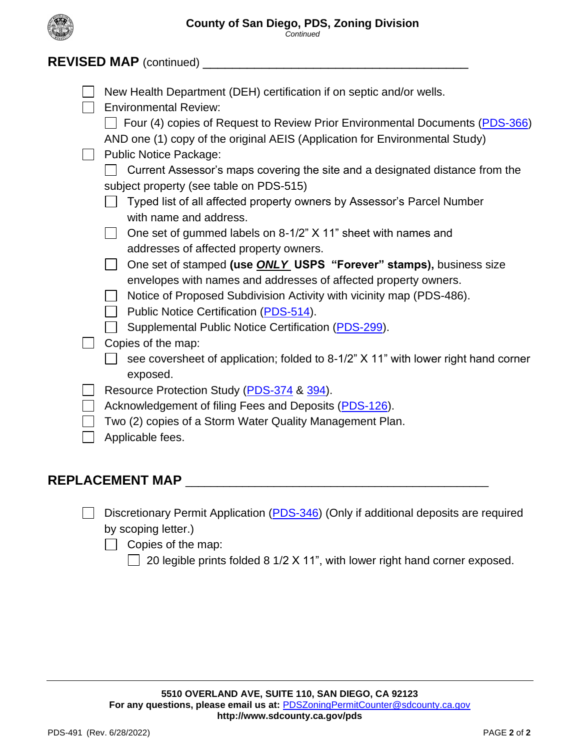## REVISED MAP (continued)

- [ ] New Health Department (DEH) certification if on septic and/or wells.
- [ ] Environmental Review:
  - [ ] Four (4) copies of Request to Review Prior Environmental Documents (PDS-366) AND one (1) copy of the original AEIS (Application for Environmental Study)
- [ ] Public Notice Package:
  - [ ] Current Assessor's maps covering the site and a designated distance from the subject property (see table on PDS-515)
  - [ ] Typed list of all affected property owners by Assessor's Parcel Number with name and address.
  - [ ] One set of gummed labels on 8-1/2" X 11" sheet with names and addresses of affected property owners.
  - [ ] One set of stamped **(use *ONLY* USPS "Forever" stamps),** business size envelopes with names and addresses of affected property owners.
  - [ ] Notice of Proposed Subdivision Activity with vicinity map (PDS-486).
  - [ ] Public Notice Certification (PDS-514).
  - [ ] Supplemental Public Notice Certification (PDS-299).
- [ ] Copies of the map:
  - [ ] see coversheet of application; folded to 8-1/2" X 11" with lower right hand corner exposed.
- [ ] Resource Protection Study (PDS-374 & 394).
- [ ] Acknowledgement of filing Fees and Deposits (PDS-126).
- [ ] Two (2) copies of a Storm Water Quality Management Plan.
- [ ] Applicable fees.

## REPLACEMENT MAP

- [ ] Discretionary Permit Application (PDS-346) (Only if additional deposits are required by scoping letter.)
  - [ ] Copies of the map:
    - [ ] 20 legible prints folded 8 1/2 X 11", with lower right hand corner exposed.

**5510 OVERLAND AVE, SUITE 110, SAN DIEGO, CA 92123**
**For any questions, please email us at:** PDSZoningPermitCounter@sdcounty.ca.gov
**http://www.sdcounty.ca.gov/pds**

PDS-491 (Rev. 6/28/2022)